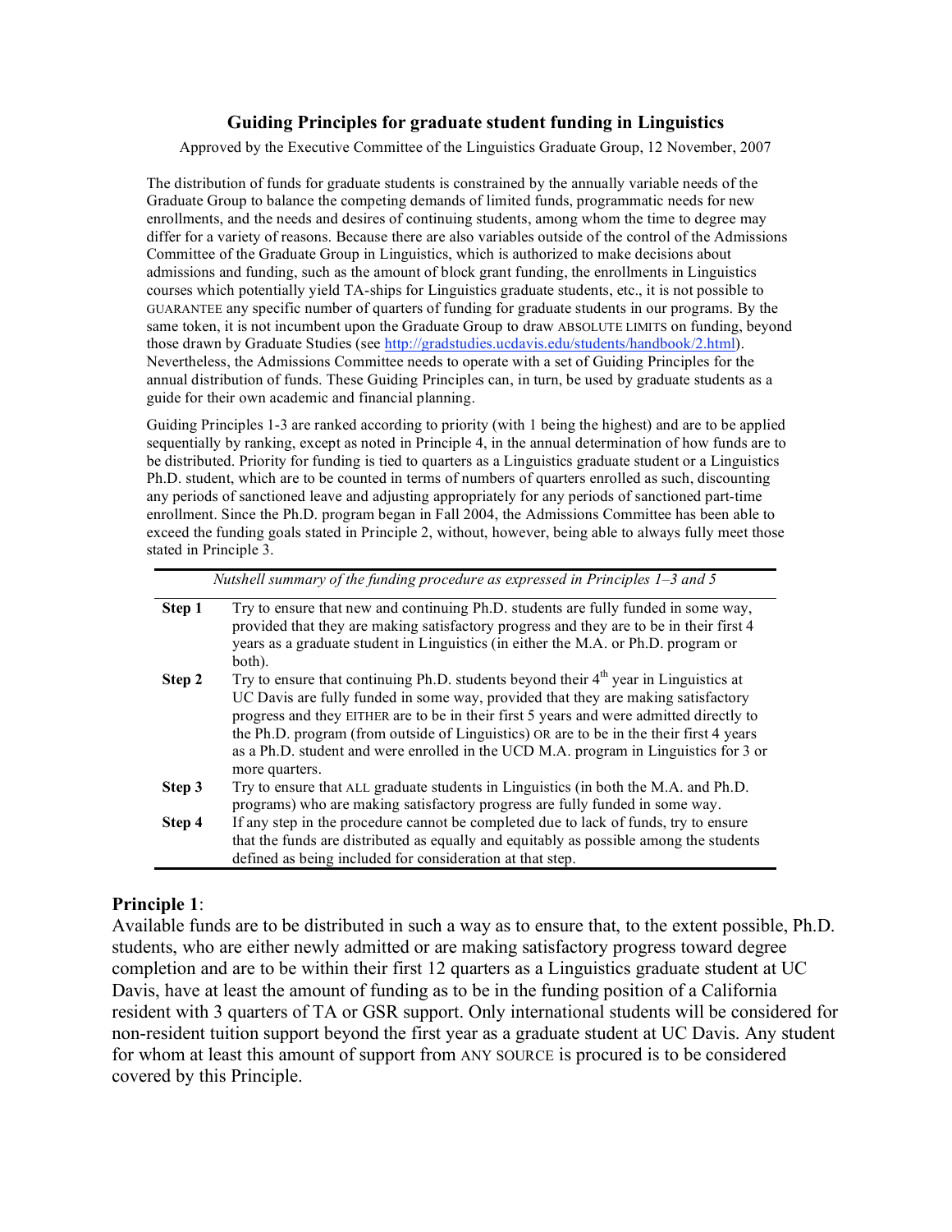# Guiding Principles for graduate student funding in Linguistics

Approved by the Executive Committee of the Linguistics Graduate Group, 12 November, 2007

The distribution of funds for graduate students is constrained by the annually variable needs of the Graduate Group to balance the competing demands of limited funds, programmatic needs for new enrollments, and the needs and desires of continuing students, among whom the time to degree may differ for a variety of reasons. Because there are also variables outside of the control of the Admissions Committee of the Graduate Group in Linguistics, which is authorized to make decisions about admissions and funding, such as the amount of block grant funding, the enrollments in Linguistics courses which potentially yield TA-ships for Linguistics graduate students, etc., it is not possible to GUARANTEE any specific number of quarters of funding for graduate students in our programs. By the same token, it is not incumbent upon the Graduate Group to draw ABSOLUTE LIMITS on funding, beyond those drawn by Graduate Studies (see http://gradstudies.ucdavis.edu/students/handbook/2.html). Nevertheless, the Admissions Committee needs to operate with a set of Guiding Principles for the annual distribution of funds. These Guiding Principles can, in turn, be used by graduate students as a guide for their own academic and financial planning.

Guiding Principles 1-3 are ranked according to priority (with 1 being the highest) and are to be applied sequentially by ranking, except as noted in Principle 4, in the annual determination of how funds are to be distributed. Priority for funding is tied to quarters as a Linguistics graduate student or a Linguistics Ph.D. student, which are to be counted in terms of numbers of quarters enrolled as such, discounting any periods of sanctioned leave and adjusting appropriately for any periods of sanctioned part-time enrollment. Since the Ph.D. program began in Fall 2004, the Admissions Committee has been able to exceed the funding goals stated in Principle 2, without, however, being able to always fully meet those stated in Principle 3.

| *Nutshell summary of the funding procedure as expressed in Principles 1–3 and 5* | |
|---|---|
| **Step 1** | Try to ensure that new and continuing Ph.D. students are fully funded in some way, provided that they are making satisfactory progress and they are to be in their first 4 years as a graduate student in Linguistics (in either the M.A. or Ph.D. program or both). |
| **Step 2** | Try to ensure that continuing Ph.D. students beyond their 4th year in Linguistics at UC Davis are fully funded in some way, provided that they are making satisfactory progress and they EITHER are to be in their first 5 years and were admitted directly to the Ph.D. program (from outside of Linguistics) OR are to be in the their first 4 years as a Ph.D. student and were enrolled in the UCD M.A. program in Linguistics for 3 or more quarters. |
| **Step 3** | Try to ensure that ALL graduate students in Linguistics (in both the M.A. and Ph.D. programs) who are making satisfactory progress are fully funded in some way. |
| **Step 4** | If any step in the procedure cannot be completed due to lack of funds, try to ensure that the funds are distributed as equally and equitably as possible among the students defined as being included for consideration at that step. |

## Principle 1:

Available funds are to be distributed in such a way as to ensure that, to the extent possible, Ph.D. students, who are either newly admitted or are making satisfactory progress toward degree completion and are to be within their first 12 quarters as a Linguistics graduate student at UC Davis, have at least the amount of funding as to be in the funding position of a California resident with 3 quarters of TA or GSR support. Only international students will be considered for non-resident tuition support beyond the first year as a graduate student at UC Davis. Any student for whom at least this amount of support from ANY SOURCE is procured is to be considered covered by this Principle.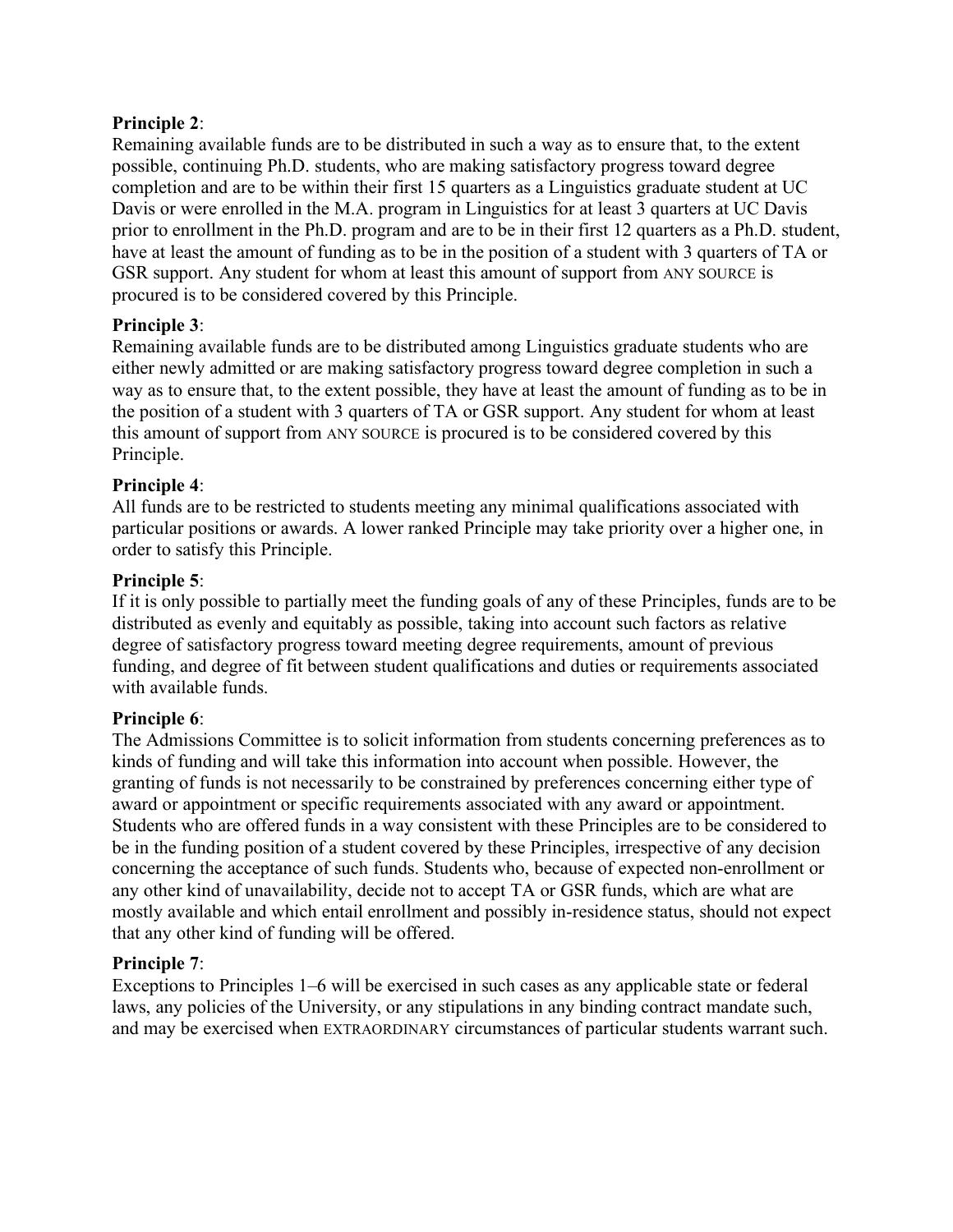**Principle 2**:
Remaining available funds are to be distributed in such a way as to ensure that, to the extent possible, continuing Ph.D. students, who are making satisfactory progress toward degree completion and are to be within their first 15 quarters as a Linguistics graduate student at UC Davis or were enrolled in the M.A. program in Linguistics for at least 3 quarters at UC Davis prior to enrollment in the Ph.D. program and are to be in their first 12 quarters as a Ph.D. student, have at least the amount of funding as to be in the position of a student with 3 quarters of TA or GSR support. Any student for whom at least this amount of support from ANY SOURCE is procured is to be considered covered by this Principle.

**Principle 3**:
Remaining available funds are to be distributed among Linguistics graduate students who are either newly admitted or are making satisfactory progress toward degree completion in such a way as to ensure that, to the extent possible, they have at least the amount of funding as to be in the position of a student with 3 quarters of TA or GSR support. Any student for whom at least this amount of support from ANY SOURCE is procured is to be considered covered by this Principle.

**Principle 4**:
All funds are to be restricted to students meeting any minimal qualifications associated with particular positions or awards. A lower ranked Principle may take priority over a higher one, in order to satisfy this Principle.

**Principle 5**:
If it is only possible to partially meet the funding goals of any of these Principles, funds are to be distributed as evenly and equitably as possible, taking into account such factors as relative degree of satisfactory progress toward meeting degree requirements, amount of previous funding, and degree of fit between student qualifications and duties or requirements associated with available funds.

**Principle 6**:
The Admissions Committee is to solicit information from students concerning preferences as to kinds of funding and will take this information into account when possible. However, the granting of funds is not necessarily to be constrained by preferences concerning either type of award or appointment or specific requirements associated with any award or appointment. Students who are offered funds in a way consistent with these Principles are to be considered to be in the funding position of a student covered by these Principles, irrespective of any decision concerning the acceptance of such funds. Students who, because of expected non-enrollment or any other kind of unavailability, decide not to accept TA or GSR funds, which are what are mostly available and which entail enrollment and possibly in-residence status, should not expect that any other kind of funding will be offered.

**Principle 7**:
Exceptions to Principles 1–6 will be exercised in such cases as any applicable state or federal laws, any policies of the University, or any stipulations in any binding contract mandate such, and may be exercised when EXTRAORDINARY circumstances of particular students warrant such.